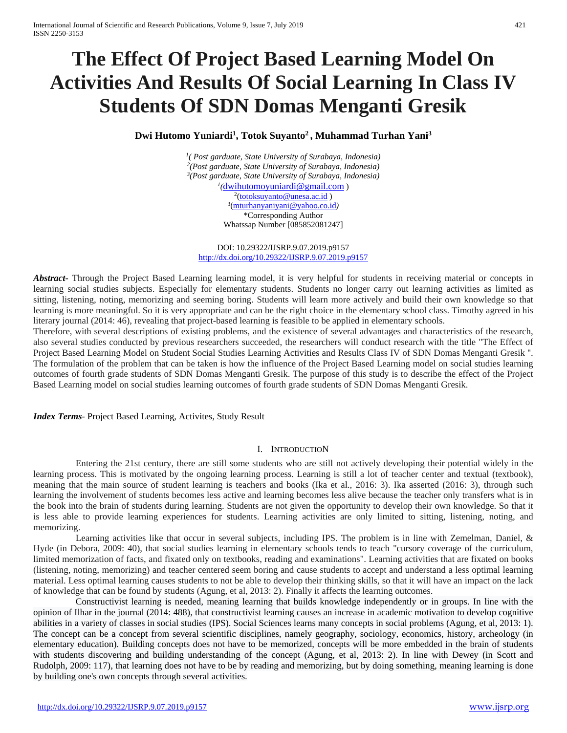# The Effect Of Project Based Learning Model On Activities And Results Of Social Learning In Class IV Students Of SDN Domas Menganti Gresik

**Dwi Hutomo Yuniardi[1], Totok Suyanto[2] , Muhammad Turhan Yani[3]**

[1]*( Post garduate, State University of Surabaya, Indonesia)*
[2]*(Post garduate, State University of Surabaya, Indonesia)*
[3]*(Post garduate, State University of Surabaya, Indonesia)*
[1](dwihutomoyuniardi@gmail.com )
[2](totoksuyanto@unesa.ac.id )
[3](mturhanyaniyani@yahoo.co.id)
*Corresponding Author
Whatssap Number [085852081247]

DOI: 10.29322/IJSRP.9.07.2019.p9157
http://dx.doi.org/10.29322/IJSRP.9.07.2019.p9157

***Abstract-*** Through the Project Based Learning learning model, it is very helpful for students in receiving material or concepts in learning social studies subjects. Especially for elementary students. Students no longer carry out learning activities as limited as sitting, listening, noting, memorizing and seeming boring. Students will learn more actively and build their own knowledge so that learning is more meaningful. So it is very appropriate and can be the right choice in the elementary school class. Timothy agreed in his literary journal (2014: 46), revealing that project-based learning is feasible to be applied in elementary schools.

Therefore, with several descriptions of existing problems, and the existence of several advantages and characteristics of the research, also several studies conducted by previous researchers succeeded, the researchers will conduct research with the title "The Effect of Project Based Learning Model on Student Social Studies Learning Activities and Results Class IV of SDN Domas Menganti Gresik ". The formulation of the problem that can be taken is how the influence of the Project Based Learning model on social studies learning outcomes of fourth grade students of SDN Domas Menganti Gresik. The purpose of this study is to describe the effect of the Project Based Learning model on social studies learning outcomes of fourth grade students of SDN Domas Menganti Gresik.

***Index Terms***- Project Based Learning, Activites, Study Result

## I. INTRODUCTION

Entering the 21st century, there are still some students who are still not actively developing their potential widely in the learning process. This is motivated by the ongoing learning process. Learning is still a lot of teacher center and textual (textbook), meaning that the main source of student learning is teachers and books (Ika et al., 2016: 3). Ika asserted (2016: 3), through such learning the involvement of students becomes less active and learning becomes less alive because the teacher only transfers what is in the book into the brain of students during learning. Students are not given the opportunity to develop their own knowledge. So that it is less able to provide learning experiences for students. Learning activities are only limited to sitting, listening, noting, and memorizing.

Learning activities like that occur in several subjects, including IPS. The problem is in line with Zemelman, Daniel, & Hyde (in Debora, 2009: 40), that social studies learning in elementary schools tends to teach "cursory coverage of the curriculum, limited memorization of facts, and fixated only on textbooks, reading and examinations". Learning activities that are fixated on books (listening, noting, memorizing) and teacher centered seem boring and cause students to accept and understand a less optimal learning material. Less optimal learning causes students to not be able to develop their thinking skills, so that it will have an impact on the lack of knowledge that can be found by students (Agung, et al, 2013: 2). Finally it affects the learning outcomes.

Constructivist learning is needed, meaning learning that builds knowledge independently or in groups. In line with the opinion of Ilhar in the journal (2014: 488), that constructivist learning causes an increase in academic motivation to develop cognitive abilities in a variety of classes in social studies (IPS). Social Sciences learns many concepts in social problems (Agung, et al, 2013: 1). The concept can be a concept from several scientific disciplines, namely geography, sociology, economics, history, archeology (in elementary education). Building concepts does not have to be memorized, concepts will be more embedded in the brain of students with students discovering and building understanding of the concept (Agung, et al, 2013: 2). In line with Dewey (in Scott and Rudolph, 2009: 117), that learning does not have to be by reading and memorizing, but by doing something, meaning learning is done by building one's own concepts through several activities.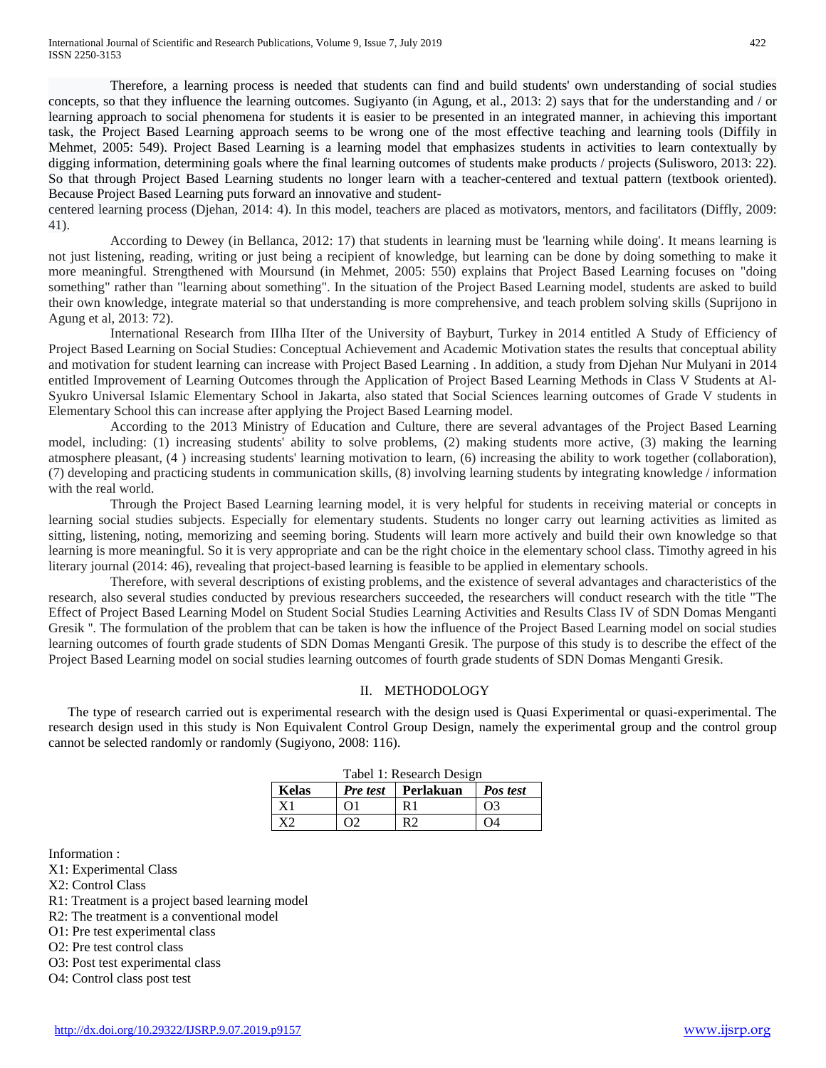Therefore, a learning process is needed that students can find and build students' own understanding of social studies concepts, so that they influence the learning outcomes. Sugiyanto (in Agung, et al., 2013: 2) says that for the understanding and / or learning approach to social phenomena for students it is easier to be presented in an integrated manner, in achieving this important task, the Project Based Learning approach seems to be wrong one of the most effective teaching and learning tools (Diffily in Mehmet, 2005: 549). Project Based Learning is a learning model that emphasizes students in activities to learn contextually by digging information, determining goals where the final learning outcomes of students make products / projects (Sulisworo, 2013: 22). So that through Project Based Learning students no longer learn with a teacher-centered and textual pattern (textbook oriented). Because Project Based Learning puts forward an innovative and student-centered learning process (Djehan, 2014: 4). In this model, teachers are placed as motivators, mentors, and facilitators (Diffly, 2009: 41).

According to Dewey (in Bellanca, 2012: 17) that students in learning must be 'learning while doing'. It means learning is not just listening, reading, writing or just being a recipient of knowledge, but learning can be done by doing something to make it more meaningful. Strengthened with Moursund (in Mehmet, 2005: 550) explains that Project Based Learning focuses on "doing something" rather than "learning about something". In the situation of the Project Based Learning model, students are asked to build their own knowledge, integrate material so that understanding is more comprehensive, and teach problem solving skills (Suprijono in Agung et al, 2013: 72).

International Research from IIlha IIter of the University of Bayburt, Turkey in 2014 entitled A Study of Efficiency of Project Based Learning on Social Studies: Conceptual Achievement and Academic Motivation states the results that conceptual ability and motivation for student learning can increase with Project Based Learning . In addition, a study from Djehan Nur Mulyani in 2014 entitled Improvement of Learning Outcomes through the Application of Project Based Learning Methods in Class V Students at Al-Syukro Universal Islamic Elementary School in Jakarta, also stated that Social Sciences learning outcomes of Grade V students in Elementary School this can increase after applying the Project Based Learning model.

According to the 2013 Ministry of Education and Culture, there are several advantages of the Project Based Learning model, including: (1) increasing students' ability to solve problems, (2) making students more active, (3) making the learning atmosphere pleasant, (4 ) increasing students' learning motivation to learn, (6) increasing the ability to work together (collaboration), (7) developing and practicing students in communication skills, (8) involving learning students by integrating knowledge / information with the real world.

Through the Project Based Learning learning model, it is very helpful for students in receiving material or concepts in learning social studies subjects. Especially for elementary students. Students no longer carry out learning activities as limited as sitting, listening, noting, memorizing and seeming boring. Students will learn more actively and build their own knowledge so that learning is more meaningful. So it is very appropriate and can be the right choice in the elementary school class. Timothy agreed in his literary journal (2014: 46), revealing that project-based learning is feasible to be applied in elementary schools.

Therefore, with several descriptions of existing problems, and the existence of several advantages and characteristics of the research, also several studies conducted by previous researchers succeeded, the researchers will conduct research with the title "The Effect of Project Based Learning Model on Student Social Studies Learning Activities and Results Class IV of SDN Domas Menganti Gresik ". The formulation of the problem that can be taken is how the influence of the Project Based Learning model on social studies learning outcomes of fourth grade students of SDN Domas Menganti Gresik. The purpose of this study is to describe the effect of the Project Based Learning model on social studies learning outcomes of fourth grade students of SDN Domas Menganti Gresik.

## II. METHODOLOGY

The type of research carried out is experimental research with the design used is Quasi Experimental or quasi-experimental. The research design used in this study is Non Equivalent Control Group Design, namely the experimental group and the control group cannot be selected randomly or randomly (Sugiyono, 2008: 116).

Tabel 1: Research Design

| **Kelas** | ***Pre test*** | **Perlakuan** | ***Pos test*** |
|---|---|---|---|
| X1 | O1 | R1 | O3 |
| X2 | O2 | R2 | O4 |

Information :

X1: Experimental Class
X2: Control Class
R1: Treatment is a project based learning model
R2: The treatment is a conventional model
O1: Pre test experimental class
O2: Pre test control class
O3: Post test experimental class
O4: Control class post test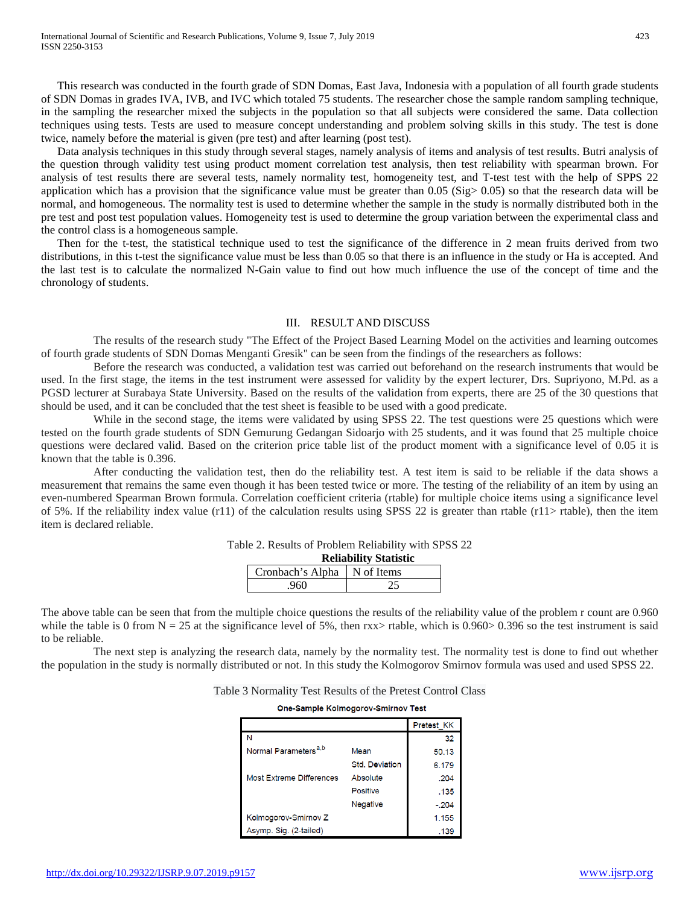This research was conducted in the fourth grade of SDN Domas, East Java, Indonesia with a population of all fourth grade students of SDN Domas in grades IVA, IVB, and IVC which totaled 75 students. The researcher chose the sample random sampling technique, in the sampling the researcher mixed the subjects in the population so that all subjects were considered the same. Data collection techniques using tests. Tests are used to measure concept understanding and problem solving skills in this study. The test is done twice, namely before the material is given (pre test) and after learning (post test).

Data analysis techniques in this study through several stages, namely analysis of items and analysis of test results. Butri analysis of the question through validity test using product moment correlation test analysis, then test reliability with spearman brown. For analysis of test results there are several tests, namely normality test, homogeneity test, and T-test test with the help of SPPS 22 application which has a provision that the significance value must be greater than 0.05 (Sig> 0.05) so that the research data will be normal, and homogeneous. The normality test is used to determine whether the sample in the study is normally distributed both in the pre test and post test population values. Homogeneity test is used to determine the group variation between the experimental class and the control class is a homogeneous sample.

Then for the t-test, the statistical technique used to test the significance of the difference in 2 mean fruits derived from two distributions, in this t-test the significance value must be less than 0.05 so that there is an influence in the study or Ha is accepted. And the last test is to calculate the normalized N-Gain value to find out how much influence the use of the concept of time and the chronology of students.

## III. RESULT AND DISCUSS

The results of the research study "The Effect of the Project Based Learning Model on the activities and learning outcomes of fourth grade students of SDN Domas Menganti Gresik" can be seen from the findings of the researchers as follows:

Before the research was conducted, a validation test was carried out beforehand on the research instruments that would be used. In the first stage, the items in the test instrument were assessed for validity by the expert lecturer, Drs. Supriyono, M.Pd. as a PGSD lecturer at Surabaya State University. Based on the results of the validation from experts, there are 25 of the 30 questions that should be used, and it can be concluded that the test sheet is feasible to be used with a good predicate.

While in the second stage, the items were validated by using SPSS 22. The test questions were 25 questions which were tested on the fourth grade students of SDN Gemurung Gedangan Sidoarjo with 25 students, and it was found that 25 multiple choice questions were declared valid. Based on the criterion price table list of the product moment with a significance level of 0.05 it is known that the table is 0.396.

After conducting the validation test, then do the reliability test. A test item is said to be reliable if the data shows a measurement that remains the same even though it has been tested twice or more. The testing of the reliability of an item by using an even-numbered Spearman Brown formula. Correlation coefficient criteria (rtable) for multiple choice items using a significance level of 5%. If the reliability index value (r11) of the calculation results using SPSS 22 is greater than rtable (r11> rtable), then the item item is declared reliable.

Table 2. Results of Problem Reliability with SPSS 22

**Reliability Statistic**

| Cronbach's Alpha | N of Items |
|---|---|
| .960 | 25 |

The above table can be seen that from the multiple choice questions the results of the reliability value of the problem r count are 0.960 while the table is 0 from N = 25 at the significance level of 5%, then rxx> rtable, which is 0.960> 0.396 so the test instrument is said to be reliable.

The next step is analyzing the research data, namely by the normality test. The normality test is done to find out whether the population in the study is normally distributed or not. In this study the Kolmogorov Smirnov formula was used and used SPSS 22.

Table 3 Normality Test Results of the Pretest Control Class

**One-Sample Kolmogorov-Smirnov Test**

| | | Pretest_KK |
|---|---|---|
| N | | 32 |
| Normal Parameters[a,b] | Mean | 50.13 |
| | Std. Deviation | 6.179 |
| Most Extreme Differences | Absolute | .204 |
| | Positive | .135 |
| | Negative | -.204 |
| Kolmogorov-Smirnov Z | | 1.155 |
| Asymp. Sig. (2-tailed) | | .139 |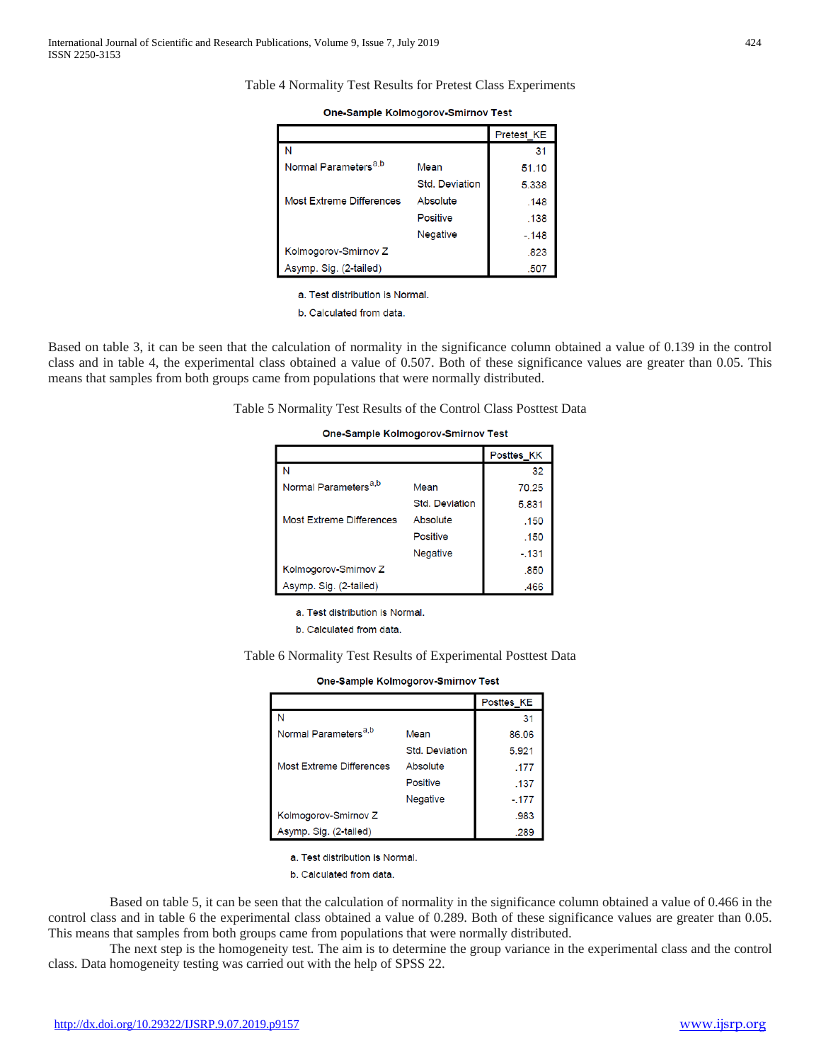Table 4 Normality Test Results for Pretest Class Experiments

**One-Sample Kolmogorov-Smirnov Test**

| | | Pretest_KE |
|---|---|---|
| N | | 31 |
| Normal Parameters[a,b] | Mean | 51.10 |
| | Std. Deviation | 5.338 |
| Most Extreme Differences | Absolute | .148 |
| | Positive | .138 |
| | Negative | -.148 |
| Kolmogorov-Smirnov Z | | .823 |
| Asymp. Sig. (2-tailed) | | .507 |

a. Test distribution is Normal.

b. Calculated from data.

Based on table 3, it can be seen that the calculation of normality in the significance column obtained a value of 0.139 in the control class and in table 4, the experimental class obtained a value of 0.507. Both of these significance values are greater than 0.05. This means that samples from both groups came from populations that were normally distributed.

Table 5 Normality Test Results of the Control Class Posttest Data

**One-Sample Kolmogorov-Smirnov Test**

| | | Posttes_KK |
|---|---|---|
| N | | 32 |
| Normal Parameters[a,b] | Mean | 70.25 |
| | Std. Deviation | 5.831 |
| Most Extreme Differences | Absolute | .150 |
| | Positive | .150 |
| | Negative | -.131 |
| Kolmogorov-Smirnov Z | | .850 |
| Asymp. Sig. (2-tailed) | | .466 |

a. Test distribution is Normal.

b. Calculated from data.

Table 6 Normality Test Results of Experimental Posttest Data

**One-Sample Kolmogorov-Smirnov Test**

| | | Posttes_KE |
|---|---|---|
| N | | 31 |
| Normal Parameters[a,b] | Mean | 86.06 |
| | Std. Deviation | 5.921 |
| Most Extreme Differences | Absolute | .177 |
| | Positive | .137 |
| | Negative | -.177 |
| Kolmogorov-Smirnov Z | | .983 |
| Asymp. Sig. (2-tailed) | | .289 |

a. Test distribution is Normal.

b. Calculated from data.

Based on table 5, it can be seen that the calculation of normality in the significance column obtained a value of 0.466 in the control class and in table 6 the experimental class obtained a value of 0.289. Both of these significance values are greater than 0.05. This means that samples from both groups came from populations that were normally distributed.

The next step is the homogeneity test. The aim is to determine the group variance in the experimental class and the control class. Data homogeneity testing was carried out with the help of SPSS 22.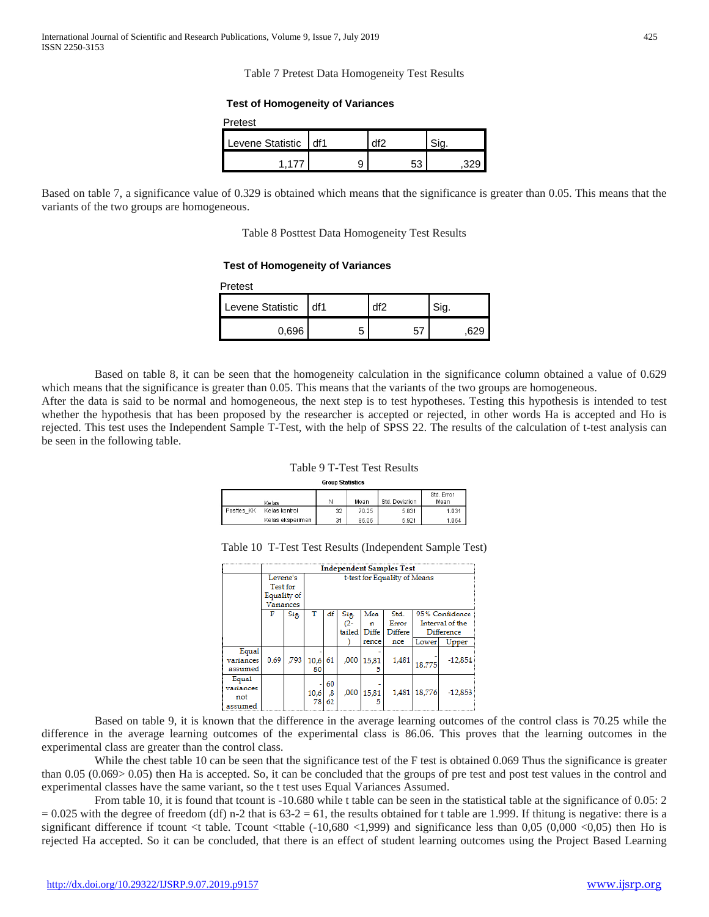Table 7 Pretest Data Homogeneity Test Results

**Test of Homogeneity of Variances**

Pretest

| Levene Statistic | df1 | df2 | Sig. |
|---|---|---|---|
| 1,177 | 9 | 53 | ,329 |

Based on table 7, a significance value of 0.329 is obtained which means that the significance is greater than 0.05. This means that the variants of the two groups are homogeneous.

Table 8 Posttest Data Homogeneity Test Results

**Test of Homogeneity of Variances**

Pretest

| Levene Statistic | df1 | df2 | Sig. |
|---|---|---|---|
| 0,696 | 5 | 57 | ,629 |

Based on table 8, it can be seen that the homogeneity calculation in the significance column obtained a value of 0.629 which means that the significance is greater than 0.05. This means that the variants of the two groups are homogeneous.

After the data is said to be normal and homogeneous, the next step is to test hypotheses. Testing this hypothesis is intended to test whether the hypothesis that has been proposed by the researcher is accepted or rejected, in other words Ha is accepted and Ho is rejected. This test uses the Independent Sample T-Test, with the help of SPSS 22. The results of the calculation of t-test analysis can be seen in the following table.

Table 9 T-Test Test Results

**Group Statistics**

| | Kelas | N | Mean | Std. Deviation | Std. Error Mean |
|---|---|---|---|---|---|
| Posttes_KK | Kelas kontrol | 32 | 70.25 | 5.831 | 1.031 |
| | Kelas eksperimen | 31 | 86.06 | 5.921 | 1.064 |

Table 10 T-Test Test Results (Independent Sample Test)

**Independent Samples Test**

| | Levene's Test for Equality of Variances | | t-test for Equality of Means | | | | | | |
|---|---|---|---|---|---|---|---|---|---|
| | F | Sig. | T | df | Sig. (2-tailed) | Mean Difference | Std. Error Difference | 95% Confidence Interval of the Difference | |
| | | | | | | | | Lower | Upper |
| Equal variances assumed | 0.69 | ,793 | -10,680 | 61 | ,000 | -15,815 | 1,481 | -18,775 | -12,854 |
| Equal variances not assumed | | | -10,678 | 60,862 | ,000 | -15,815 | 1,481 | 18,776 | -12,853 |

Based on table 9, it is known that the difference in the average learning outcomes of the control class is 70.25 while the difference in the average learning outcomes of the experimental class is 86.06. This proves that the learning outcomes in the experimental class are greater than the control class.

While the chest table 10 can be seen that the significance test of the F test is obtained 0.069 Thus the significance is greater than 0.05 (0.069> 0.05) then Ha is accepted. So, it can be concluded that the groups of pre test and post test values in the control and experimental classes have the same variant, so the t test uses Equal Variances Assumed.

From table 10, it is found that tcount is -10.680 while t table can be seen in the statistical table at the significance of 0.05: 2 = 0.025 with the degree of freedom (df) n-2 that is 63-2 = 61, the results obtained for t table are 1.999. If thitung is negative: there is a significant difference if tcount <t table. Tcount <ttable (-10,680 <1,999) and significance less than 0,05 (0,000 <0,05) then Ho is rejected Ha accepted. So it can be concluded, that there is an effect of student learning outcomes using the Project Based Learning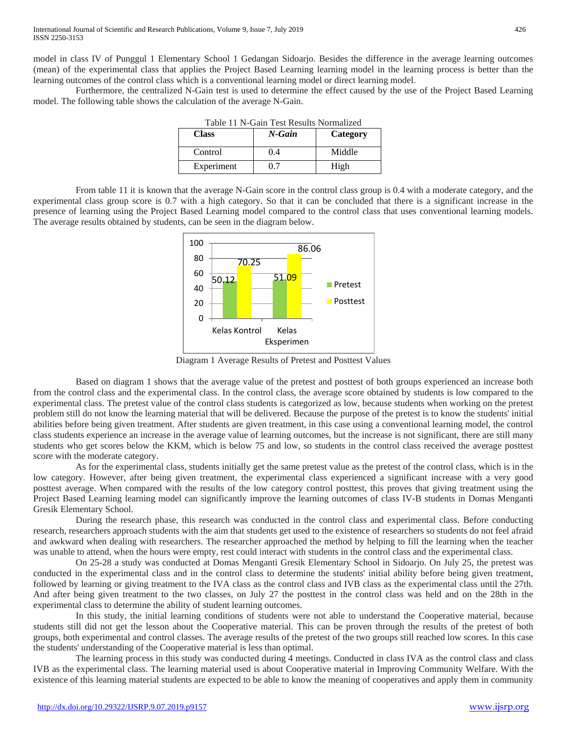model in class IV of Punggul 1 Elementary School 1 Gedangan Sidoarjo. Besides the difference in the average learning outcomes (mean) of the experimental class that applies the Project Based Learning learning model in the learning process is better than the learning outcomes of the control class which is a conventional learning model or direct learning model.

Furthermore, the centralized N-Gain test is used to determine the effect caused by the use of the Project Based Learning model. The following table shows the calculation of the average N-Gain.

Table 11 N-Gain Test Results Normalized

| Class | *N-Gain* | Category |
|---|---|---|
| Control | 0.4 | Middle |
| Experiment | 0.7 | High |

From table 11 it is known that the average N-Gain score in the control class group is 0.4 with a moderate category, and the experimental class group score is 0.7 with a high category. So that it can be concluded that there is a significant increase in the presence of learning using the Project Based Learning model compared to the control class that uses conventional learning models. The average results obtained by students, can be seen in the diagram below.

| | Pretest | Posttest |
|---|---|---|
| Kelas Kontrol | 50.12 | 70.25 |
| Kelas Eksperimen | 51.09 | 86.06 |

Diagram 1 Average Results of Pretest and Posttest Values

Based on diagram 1 shows that the average value of the pretest and posttest of both groups experienced an increase both from the control class and the experimental class. In the control class, the average score obtained by students is low compared to the experimental class. The pretest value of the control class students is categorized as low, because students when working on the pretest problem still do not know the learning material that will be delivered. Because the purpose of the pretest is to know the students' initial abilities before being given treatment. After students are given treatment, in this case using a conventional learning model, the control class students experience an increase in the average value of learning outcomes, but the increase is not significant, there are still many students who get scores below the KKM, which is below 75 and low, so students in the control class received the average posttest score with the moderate category.

As for the experimental class, students initially get the same pretest value as the pretest of the control class, which is in the low category. However, after being given treatment, the experimental class experienced a significant increase with a very good posttest average. When compared with the results of the low category control posttest, this proves that giving treatment using the Project Based Learning learning model can significantly improve the learning outcomes of class IV-B students in Domas Menganti Gresik Elementary School.

During the research phase, this research was conducted in the control class and experimental class. Before conducting research, researchers approach students with the aim that students get used to the existence of researchers so students do not feel afraid and awkward when dealing with researchers. The researcher approached the method by helping to fill the learning when the teacher was unable to attend, when the hours were empty, rest could interact with students in the control class and the experimental class.

On 25-28 a study was conducted at Domas Menganti Gresik Elementary School in Sidoarjo. On July 25, the pretest was conducted in the experimental class and in the control class to determine the students' initial ability before being given treatment, followed by learning or giving treatment to the IVA class as the control class and IVB class as the experimental class until the 27th. And after being given treatment to the two classes, on July 27 the posttest in the control class was held and on the 28th in the experimental class to determine the ability of student learning outcomes.

In this study, the initial learning conditions of students were not able to understand the Cooperative material, because students still did not get the lesson about the Cooperative material. This can be proven through the results of the pretest of both groups, both experimental and control classes. The average results of the pretest of the two groups still reached low scores. In this case the students' understanding of the Cooperative material is less than optimal.

The learning process in this study was conducted during 4 meetings. Conducted in class IVA as the control class and class IVB as the experimental class. The learning material used is about Cooperative material in Improving Community Welfare. With the existence of this learning material students are expected to be able to know the meaning of cooperatives and apply them in community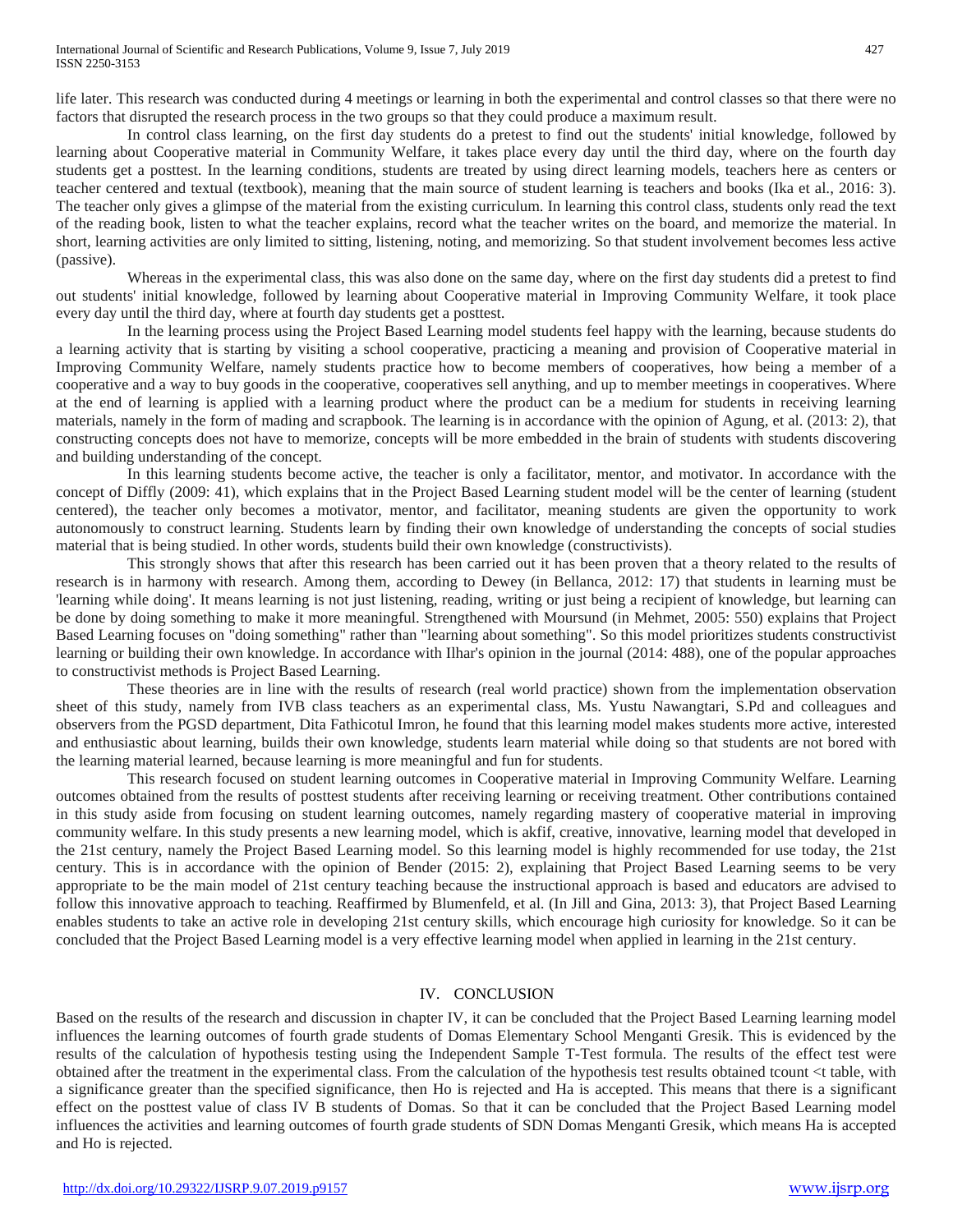life later. This research was conducted during 4 meetings or learning in both the experimental and control classes so that there were no factors that disrupted the research process in the two groups so that they could produce a maximum result.

In control class learning, on the first day students do a pretest to find out the students' initial knowledge, followed by learning about Cooperative material in Community Welfare, it takes place every day until the third day, where on the fourth day students get a posttest. In the learning conditions, students are treated by using direct learning models, teachers here as centers or teacher centered and textual (textbook), meaning that the main source of student learning is teachers and books (Ika et al., 2016: 3). The teacher only gives a glimpse of the material from the existing curriculum. In learning this control class, students only read the text of the reading book, listen to what the teacher explains, record what the teacher writes on the board, and memorize the material. In short, learning activities are only limited to sitting, listening, noting, and memorizing. So that student involvement becomes less active (passive).

Whereas in the experimental class, this was also done on the same day, where on the first day students did a pretest to find out students' initial knowledge, followed by learning about Cooperative material in Improving Community Welfare, it took place every day until the third day, where at fourth day students get a posttest.

In the learning process using the Project Based Learning model students feel happy with the learning, because students do a learning activity that is starting by visiting a school cooperative, practicing a meaning and provision of Cooperative material in Improving Community Welfare, namely students practice how to become members of cooperatives, how being a member of a cooperative and a way to buy goods in the cooperative, cooperatives sell anything, and up to member meetings in cooperatives. Where at the end of learning is applied with a learning product where the product can be a medium for students in receiving learning materials, namely in the form of mading and scrapbook. The learning is in accordance with the opinion of Agung, et al. (2013: 2), that constructing concepts does not have to memorize, concepts will be more embedded in the brain of students with students discovering and building understanding of the concept.

In this learning students become active, the teacher is only a facilitator, mentor, and motivator. In accordance with the concept of Diffly (2009: 41), which explains that in the Project Based Learning student model will be the center of learning (student centered), the teacher only becomes a motivator, mentor, and facilitator, meaning students are given the opportunity to work autonomously to construct learning. Students learn by finding their own knowledge of understanding the concepts of social studies material that is being studied. In other words, students build their own knowledge (constructivists).

This strongly shows that after this research has been carried out it has been proven that a theory related to the results of research is in harmony with research. Among them, according to Dewey (in Bellanca, 2012: 17) that students in learning must be 'learning while doing'. It means learning is not just listening, reading, writing or just being a recipient of knowledge, but learning can be done by doing something to make it more meaningful. Strengthened with Moursund (in Mehmet, 2005: 550) explains that Project Based Learning focuses on "doing something" rather than "learning about something". So this model prioritizes students constructivist learning or building their own knowledge. In accordance with Ilhar's opinion in the journal (2014: 488), one of the popular approaches to constructivist methods is Project Based Learning.

These theories are in line with the results of research (real world practice) shown from the implementation observation sheet of this study, namely from IVB class teachers as an experimental class, Ms. Yustu Nawangtari, S.Pd and colleagues and observers from the PGSD department, Dita Fathicotul Imron, he found that this learning model makes students more active, interested and enthusiastic about learning, builds their own knowledge, students learn material while doing so that students are not bored with the learning material learned, because learning is more meaningful and fun for students.

This research focused on student learning outcomes in Cooperative material in Improving Community Welfare. Learning outcomes obtained from the results of posttest students after receiving learning or receiving treatment. Other contributions contained in this study aside from focusing on student learning outcomes, namely regarding mastery of cooperative material in improving community welfare. In this study presents a new learning model, which is akfif, creative, innovative, learning model that developed in the 21st century, namely the Project Based Learning model. So this learning model is highly recommended for use today, the 21st century. This is in accordance with the opinion of Bender (2015: 2), explaining that Project Based Learning seems to be very appropriate to be the main model of 21st century teaching because the instructional approach is based and educators are advised to follow this innovative approach to teaching. Reaffirmed by Blumenfeld, et al. (In Jill and Gina, 2013: 3), that Project Based Learning enables students to take an active role in developing 21st century skills, which encourage high curiosity for knowledge. So it can be concluded that the Project Based Learning model is a very effective learning model when applied in learning in the 21st century.

## IV. CONCLUSION

Based on the results of the research and discussion in chapter IV, it can be concluded that the Project Based Learning learning model influences the learning outcomes of fourth grade students of Domas Elementary School Menganti Gresik. This is evidenced by the results of the calculation of hypothesis testing using the Independent Sample T-Test formula. The results of the effect test were obtained after the treatment in the experimental class. From the calculation of the hypothesis test results obtained tcount <t table, with a significance greater than the specified significance, then Ho is rejected and Ha is accepted. This means that there is a significant effect on the posttest value of class IV B students of Domas. So that it can be concluded that the Project Based Learning model influences the activities and learning outcomes of fourth grade students of SDN Domas Menganti Gresik, which means Ha is accepted and Ho is rejected.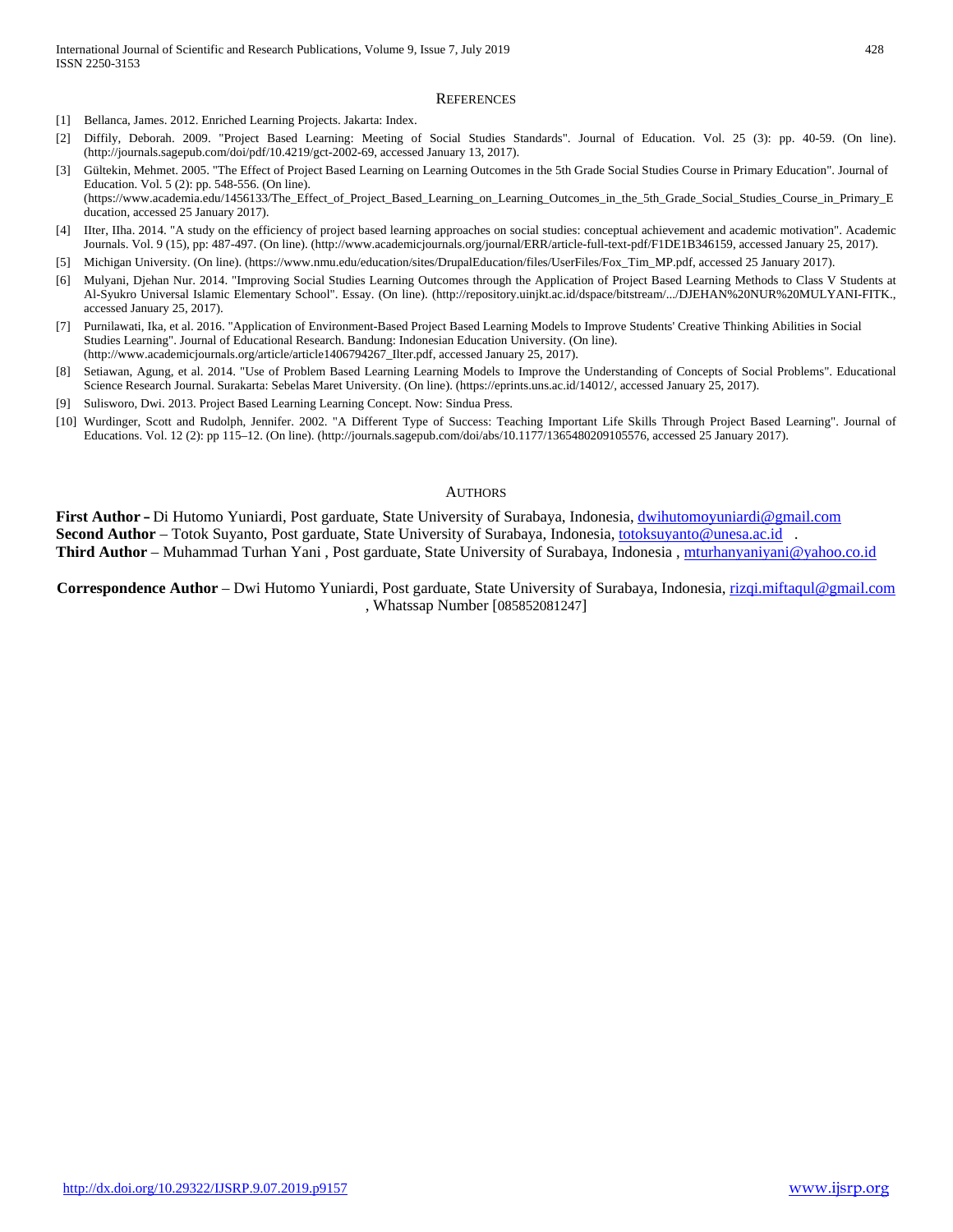## REFERENCES

[1] Bellanca, James. 2012. Enriched Learning Projects. Jakarta: Index.

[2] Diffily, Deborah. 2009. "Project Based Learning: Meeting of Social Studies Standards". Journal of Education. Vol. 25 (3): pp. 40-59. (On line). (http://journals.sagepub.com/doi/pdf/10.4219/gct-2002-69, accessed January 13, 2017).

[3] Gültekin, Mehmet. 2005. "The Effect of Project Based Learning on Learning Outcomes in the 5th Grade Social Studies Course in Primary Education". Journal of Education. Vol. 5 (2): pp. 548-556. (On line). (https://www.academia.edu/1456133/The_Effect_of_Project_Based_Learning_on_Learning_Outcomes_in_the_5th_Grade_Social_Studies_Course_in_Primary_Education, accessed 25 January 2017).

[4] IIter, IIha. 2014. "A study on the efficiency of project based learning approaches on social studies: conceptual achievement and academic motivation". Academic Journals. Vol. 9 (15), pp: 487-497. (On line). (http://www.academicjournals.org/journal/ERR/article-full-text-pdf/F1DE1B346159, accessed January 25, 2017).

[5] Michigan University. (On line). (https://www.nmu.edu/education/sites/DrupalEducation/files/UserFiles/Fox_Tim_MP.pdf, accessed 25 January 2017).

[6] Mulyani, Djehan Nur. 2014. "Improving Social Studies Learning Outcomes through the Application of Project Based Learning Methods to Class V Students at Al-Syukro Universal Islamic Elementary School". Essay. (On line). (http://repository.uinjkt.ac.id/dspace/bitstream/.../DJEHAN%20NUR%20MULYANI-FITK., accessed January 25, 2017).

[7] Purnilawati, Ika, et al. 2016. "Application of Environment-Based Project Based Learning Models to Improve Students' Creative Thinking Abilities in Social Studies Learning". Journal of Educational Research. Bandung: Indonesian Education University. (On line). (http://www.academicjournals.org/article/article1406794267_Ilter.pdf, accessed January 25, 2017).

[8] Setiawan, Agung, et al. 2014. "Use of Problem Based Learning Learning Models to Improve the Understanding of Concepts of Social Problems". Educational Science Research Journal. Surakarta: Sebelas Maret University. (On line). (https://eprints.uns.ac.id/14012/, accessed January 25, 2017).

[9] Sulisworo, Dwi. 2013. Project Based Learning Learning Concept. Now: Sindua Press.

[10] Wurdinger, Scott and Rudolph, Jennifer. 2002. "A Different Type of Success: Teaching Important Life Skills Through Project Based Learning". Journal of Educations. Vol. 12 (2): pp 115–12. (On line). (http://journals.sagepub.com/doi/abs/10.1177/1365480209105576, accessed 25 January 2017).

## AUTHORS

**First Author** – Di Hutomo Yuniardi, Post garduate, State University of Surabaya, Indonesia, dwihutomoyuniardi@gmail.com
**Second Author** – Totok Suyanto, Post garduate, State University of Surabaya, Indonesia, totoksuyanto@unesa.ac.id .
**Third Author** – Muhammad Turhan Yani , Post garduate, State University of Surabaya, Indonesia , mturhanyaniyani@yahoo.co.id

**Correspondence Author** – Dwi Hutomo Yuniardi, Post garduate, State University of Surabaya, Indonesia, rizqi.miftaqul@gmail.com , Whatssap Number [085852081247]